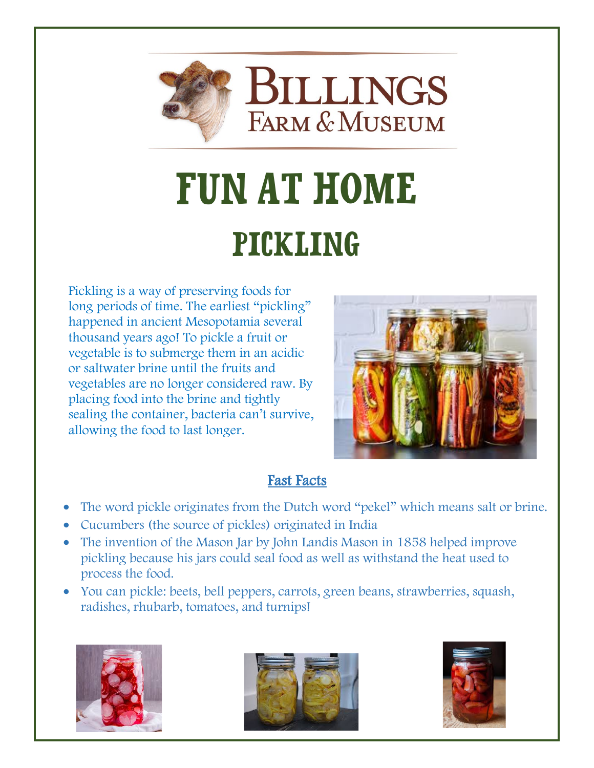# FUN AT HOME

## PICKLING

Pickling is a way of preserving foods for long periods of time. The earliest "pickling" happened in ancient Mesopotamia several thousand years ago! To pickle a fruit or vegetable is to submerge them in an acidic or saltwater brine until the fruits and vegetables are no longer considered raw. By placing food into the brine and tightly sealing the container, bacteria can't survive, allowing the food to last longer.

### Fast Facts

- The word pickle originates from the Dutch word "pekel" which means salt or brine.
- Cucumbers (the source of pickles) originated in India
- The invention of the Mason Jar by John Landis Mason in 1858 helped improve pickling because his jars could seal food as well as withstand the heat used to process the food.
- You can pickle: beets, bell peppers, carrots, green beans, strawberries, squash, radishes, rhubarb, tomatoes, and turnips!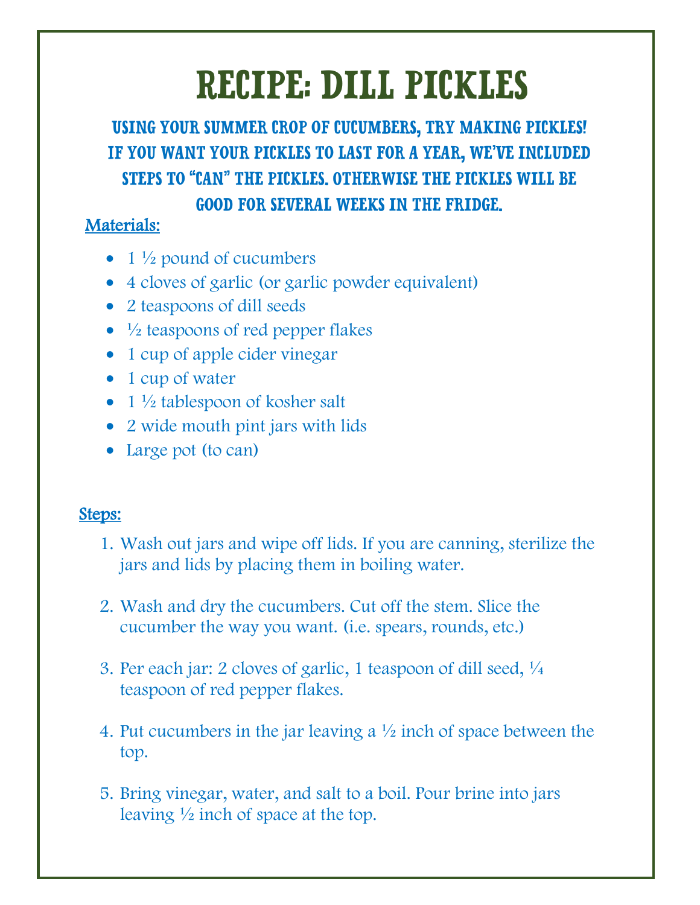# RECIPE: DILL PICKLES

**USING YOUR SUMMER CROP OF CUCUMBERS, TRY MAKING PICKLES! IF YOU WANT YOUR PICKLES TO LAST FOR A YEAR, WE'VE INCLUDED STEPS TO "CAN" THE PICKLES. OTHERWISE THE PICKLES WILL BE GOOD FOR SEVERAL WEEKS IN THE FRIDGE.**

## Materials:

- 1 ½ pound of cucumbers
- 4 cloves of garlic (or garlic powder equivalent)
- 2 teaspoons of dill seeds
- ½ teaspoons of red pepper flakes
- 1 cup of apple cider vinegar
- 1 cup of water
- 1 ½ tablespoon of kosher salt
- 2 wide mouth pint jars with lids
- Large pot (to can)

## Steps:

1. Wash out jars and wipe off lids. If you are canning, sterilize the jars and lids by placing them in boiling water.
2. Wash and dry the cucumbers. Cut off the stem. Slice the cucumber the way you want. (i.e. spears, rounds, etc.)
3. Per each jar: 2 cloves of garlic, 1 teaspoon of dill seed, ¼ teaspoon of red pepper flakes.
4. Put cucumbers in the jar leaving a ½ inch of space between the top.
5. Bring vinegar, water, and salt to a boil. Pour brine into jars leaving ½ inch of space at the top.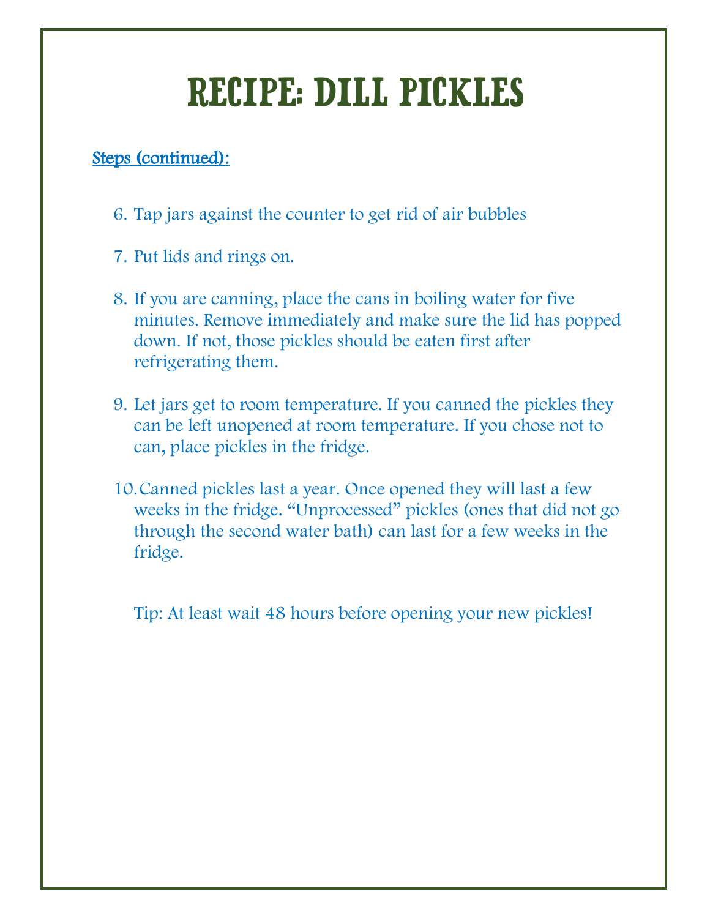# RECIPE: DILL PICKLES

**Steps (continued):**

6. Tap jars against the counter to get rid of air bubbles
7. Put lids and rings on.
8. If you are canning, place the cans in boiling water for five minutes. Remove immediately and make sure the lid has popped down. If not, those pickles should be eaten first after refrigerating them.
9. Let jars get to room temperature. If you canned the pickles they can be left unopened at room temperature. If you chose not to can, place pickles in the fridge.
10. Canned pickles last a year. Once opened they will last a few weeks in the fridge. "Unprocessed" pickles (ones that did not go through the second water bath) can last for a few weeks in the fridge.

Tip: At least wait 48 hours before opening your new pickles!